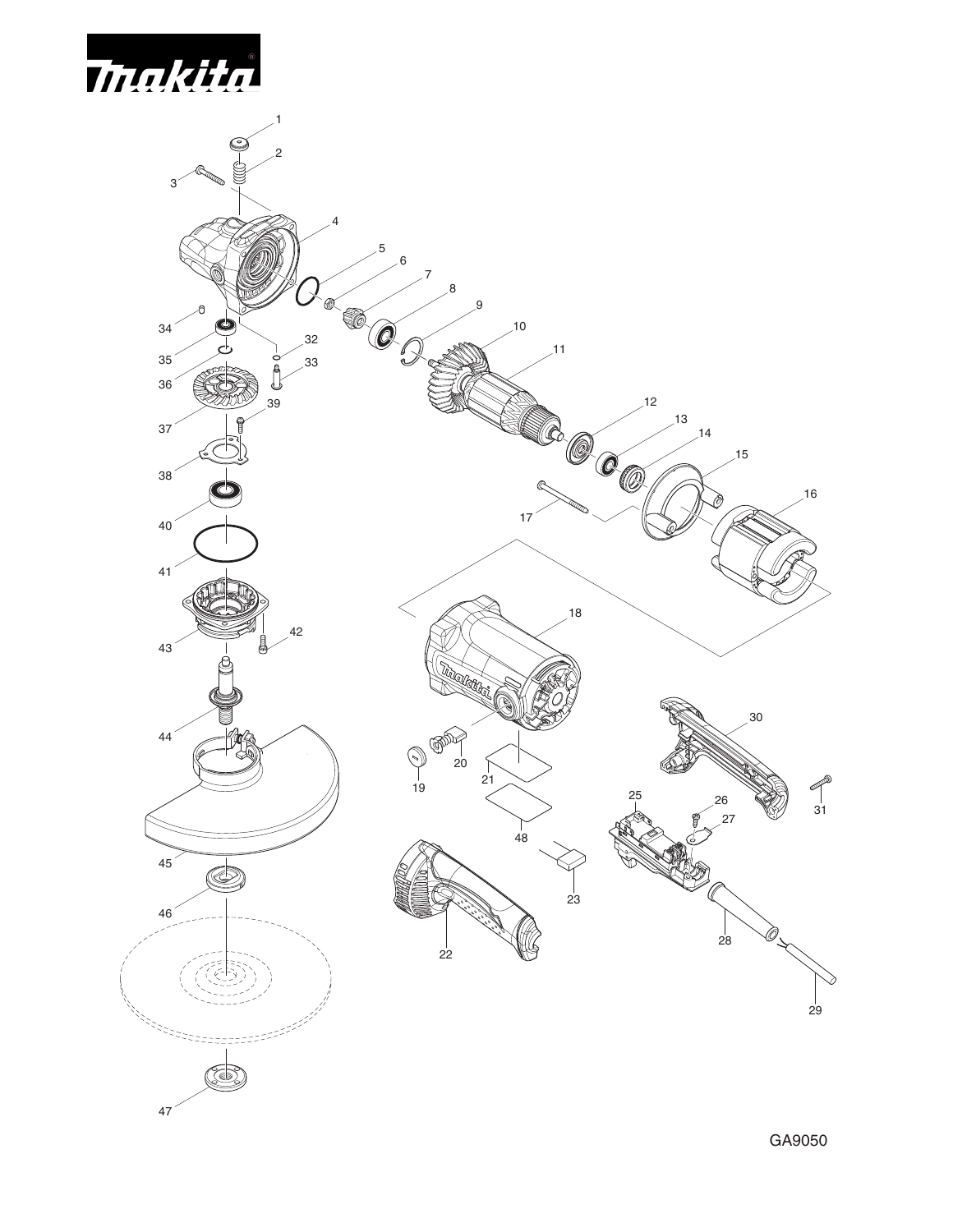GA9050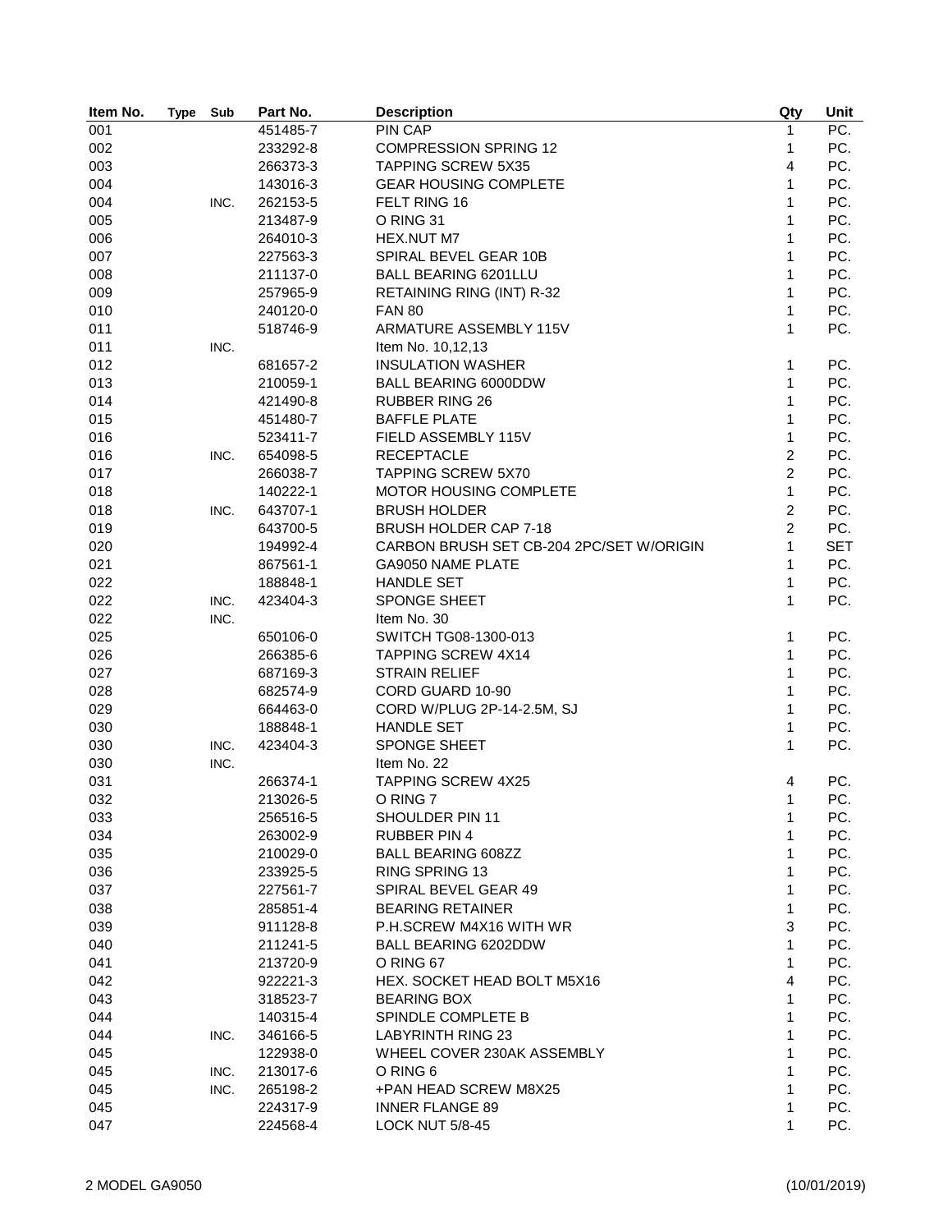| Item No. | Type | Sub | Part No. | Description | Qty | Unit |
|---|---|---|---|---|---|---|
| 001 | | | 451485-7 | PIN CAP | 1 | PC. |
| 002 | | | 233292-8 | COMPRESSION SPRING 12 | 1 | PC. |
| 003 | | | 266373-3 | TAPPING SCREW 5X35 | 4 | PC. |
| 004 | | | 143016-3 | GEAR HOUSING COMPLETE | 1 | PC. |
| 004 | | INC. | 262153-5 | FELT RING 16 | 1 | PC. |
| 005 | | | 213487-9 | O RING 31 | 1 | PC. |
| 006 | | | 264010-3 | HEX.NUT M7 | 1 | PC. |
| 007 | | | 227563-3 | SPIRAL BEVEL GEAR 10B | 1 | PC. |
| 008 | | | 211137-0 | BALL BEARING 6201LLU | 1 | PC. |
| 009 | | | 257965-9 | RETAINING RING (INT) R-32 | 1 | PC. |
| 010 | | | 240120-0 | FAN 80 | 1 | PC. |
| 011 | | | 518746-9 | ARMATURE ASSEMBLY 115V | 1 | PC. |
| 011 | | INC. | | Item No. 10,12,13 | | |
| 012 | | | 681657-2 | INSULATION WASHER | 1 | PC. |
| 013 | | | 210059-1 | BALL BEARING 6000DDW | 1 | PC. |
| 014 | | | 421490-8 | RUBBER RING 26 | 1 | PC. |
| 015 | | | 451480-7 | BAFFLE PLATE | 1 | PC. |
| 016 | | | 523411-7 | FIELD ASSEMBLY 115V | 1 | PC. |
| 016 | | INC. | 654098-5 | RECEPTACLE | 2 | PC. |
| 017 | | | 266038-7 | TAPPING SCREW 5X70 | 2 | PC. |
| 018 | | | 140222-1 | MOTOR HOUSING COMPLETE | 1 | PC. |
| 018 | | INC. | 643707-1 | BRUSH HOLDER | 2 | PC. |
| 019 | | | 643700-5 | BRUSH HOLDER CAP 7-18 | 2 | PC. |
| 020 | | | 194992-4 | CARBON BRUSH SET CB-204 2PC/SET W/ORIGIN | 1 | SET |
| 021 | | | 867561-1 | GA9050 NAME PLATE | 1 | PC. |
| 022 | | | 188848-1 | HANDLE SET | 1 | PC. |
| 022 | | INC. | 423404-3 | SPONGE SHEET | 1 | PC. |
| 022 | | INC. | | Item No. 30 | | |
| 025 | | | 650106-0 | SWITCH TG08-1300-013 | 1 | PC. |
| 026 | | | 266385-6 | TAPPING SCREW 4X14 | 1 | PC. |
| 027 | | | 687169-3 | STRAIN RELIEF | 1 | PC. |
| 028 | | | 682574-9 | CORD GUARD 10-90 | 1 | PC. |
| 029 | | | 664463-0 | CORD W/PLUG 2P-14-2.5M, SJ | 1 | PC. |
| 030 | | | 188848-1 | HANDLE SET | 1 | PC. |
| 030 | | INC. | 423404-3 | SPONGE SHEET | 1 | PC. |
| 030 | | INC. | | Item No. 22 | | |
| 031 | | | 266374-1 | TAPPING SCREW 4X25 | 4 | PC. |
| 032 | | | 213026-5 | O RING 7 | 1 | PC. |
| 033 | | | 256516-5 | SHOULDER PIN 11 | 1 | PC. |
| 034 | | | 263002-9 | RUBBER PIN 4 | 1 | PC. |
| 035 | | | 210029-0 | BALL BEARING 608ZZ | 1 | PC. |
| 036 | | | 233925-5 | RING SPRING 13 | 1 | PC. |
| 037 | | | 227561-7 | SPIRAL BEVEL GEAR 49 | 1 | PC. |
| 038 | | | 285851-4 | BEARING RETAINER | 1 | PC. |
| 039 | | | 911128-8 | P.H.SCREW M4X16 WITH WR | 3 | PC. |
| 040 | | | 211241-5 | BALL BEARING 6202DDW | 1 | PC. |
| 041 | | | 213720-9 | O RING 67 | 1 | PC. |
| 042 | | | 922221-3 | HEX. SOCKET HEAD BOLT M5X16 | 4 | PC. |
| 043 | | | 318523-7 | BEARING BOX | 1 | PC. |
| 044 | | | 140315-4 | SPINDLE COMPLETE B | 1 | PC. |
| 044 | | INC. | 346166-5 | LABYRINTH RING 23 | 1 | PC. |
| 045 | | | 122938-0 | WHEEL COVER 230AK ASSEMBLY | 1 | PC. |
| 045 | | INC. | 213017-6 | O RING 6 | 1 | PC. |
| 045 | | INC. | 265198-2 | +PAN HEAD SCREW M8X25 | 1 | PC. |
| 045 | | | 224317-9 | INNER FLANGE 89 | 1 | PC. |
| 047 | | | 224568-4 | LOCK NUT 5/8-45 | 1 | PC. |

MODEL GA9050 (10/01/2019)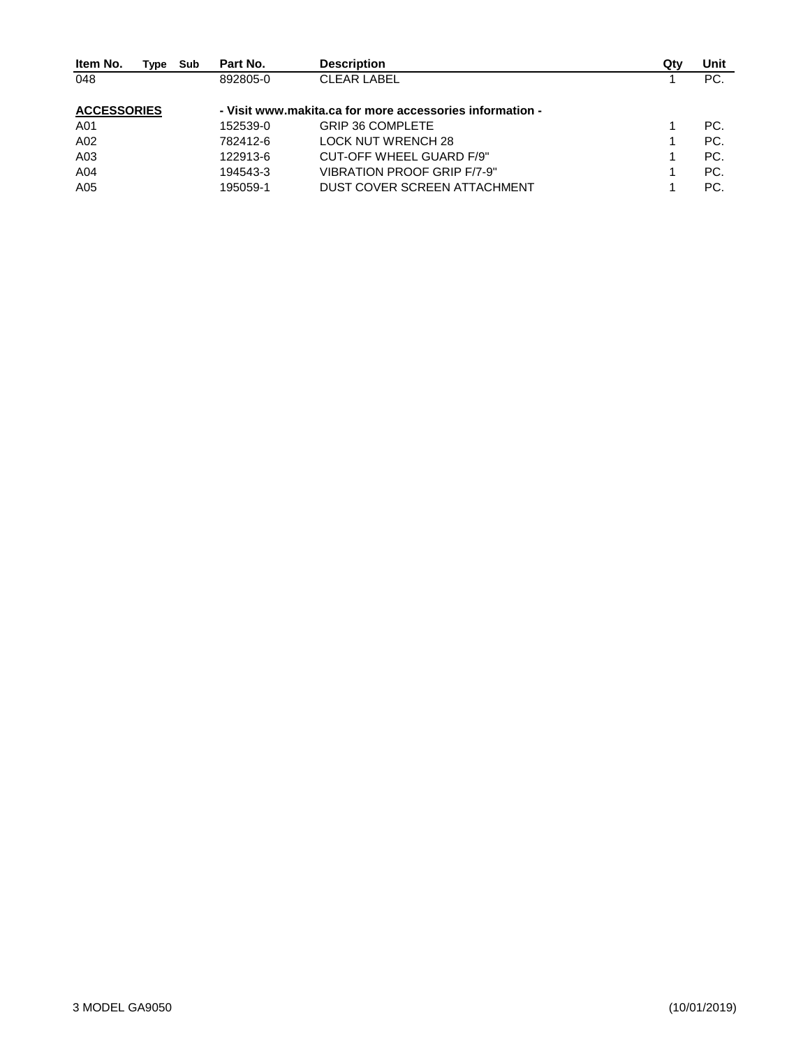| Item No. | Type | Sub | Part No. | Description | Qty | Unit |
| --- | --- | --- | --- | --- | --- | --- |
| 048 | | | 892805-0 | CLEAR LABEL | 1 | PC. |
| **ACCESSORIES** | | | **- Visit www.makita.ca for more accessories information -** | | | |
| A01 | | | 152539-0 | GRIP 36 COMPLETE | 1 | PC. |
| A02 | | | 782412-6 | LOCK NUT WRENCH 28 | 1 | PC. |
| A03 | | | 122913-6 | CUT-OFF WHEEL GUARD F/9" | 1 | PC. |
| A04 | | | 194543-3 | VIBRATION PROOF GRIP F/7-9" | 1 | PC. |
| A05 | | | 195059-1 | DUST COVER SCREEN ATTACHMENT | 1 | PC. |

3 MODEL GA9050 (10/01/2019)